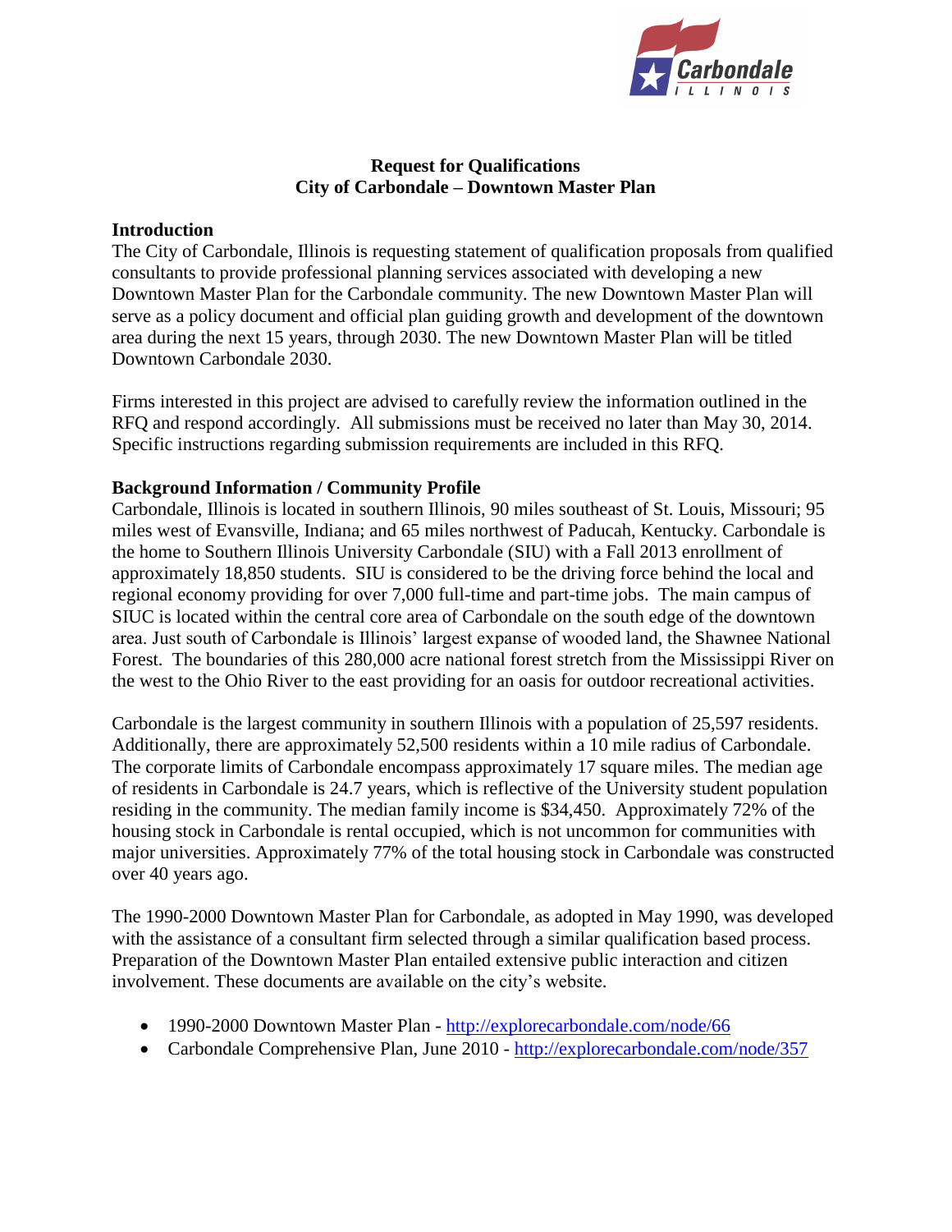**Request for Qualifications**
**City of Carbondale – Downtown Master Plan**

## Introduction

The City of Carbondale, Illinois is requesting statement of qualification proposals from qualified consultants to provide professional planning services associated with developing a new Downtown Master Plan for the Carbondale community. The new Downtown Master Plan will serve as a policy document and official plan guiding growth and development of the downtown area during the next 15 years, through 2030. The new Downtown Master Plan will be titled Downtown Carbondale 2030.

Firms interested in this project are advised to carefully review the information outlined in the RFQ and respond accordingly. All submissions must be received no later than May 30, 2014. Specific instructions regarding submission requirements are included in this RFQ.

## Background Information / Community Profile

Carbondale, Illinois is located in southern Illinois, 90 miles southeast of St. Louis, Missouri; 95 miles west of Evansville, Indiana; and 65 miles northwest of Paducah, Kentucky. Carbondale is the home to Southern Illinois University Carbondale (SIU) with a Fall 2013 enrollment of approximately 18,850 students. SIU is considered to be the driving force behind the local and regional economy providing for over 7,000 full-time and part-time jobs. The main campus of SIUC is located within the central core area of Carbondale on the south edge of the downtown area. Just south of Carbondale is Illinois' largest expanse of wooded land, the Shawnee National Forest. The boundaries of this 280,000 acre national forest stretch from the Mississippi River on the west to the Ohio River to the east providing for an oasis for outdoor recreational activities.

Carbondale is the largest community in southern Illinois with a population of 25,597 residents. Additionally, there are approximately 52,500 residents within a 10 mile radius of Carbondale. The corporate limits of Carbondale encompass approximately 17 square miles. The median age of residents in Carbondale is 24.7 years, which is reflective of the University student population residing in the community. The median family income is $34,450. Approximately 72% of the housing stock in Carbondale is rental occupied, which is not uncommon for communities with major universities. Approximately 77% of the total housing stock in Carbondale was constructed over 40 years ago.

The 1990-2000 Downtown Master Plan for Carbondale, as adopted in May 1990, was developed with the assistance of a consultant firm selected through a similar qualification based process. Preparation of the Downtown Master Plan entailed extensive public interaction and citizen involvement. These documents are available on the city's website.

- 1990-2000 Downtown Master Plan - http://explorecarbondale.com/node/66
- Carbondale Comprehensive Plan, June 2010 - http://explorecarbondale.com/node/357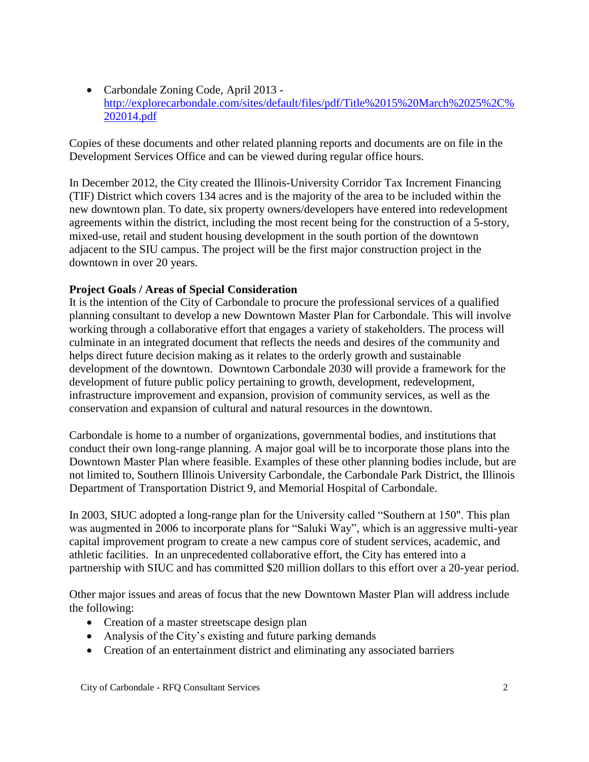- Carbondale Zoning Code, April 2013 - [http://explorecarbondale.com/sites/default/files/pdf/Title%2015%20March%2025%2C%202014.pdf](http://explorecarbondale.com/sites/default/files/pdf/Title%2015%20March%2025%2C%202014.pdf)

Copies of these documents and other related planning reports and documents are on file in the Development Services Office and can be viewed during regular office hours.

In December 2012, the City created the Illinois-University Corridor Tax Increment Financing (TIF) District which covers 134 acres and is the majority of the area to be included within the new downtown plan. To date, six property owners/developers have entered into redevelopment agreements within the district, including the most recent being for the construction of a 5-story, mixed-use, retail and student housing development in the south portion of the downtown adjacent to the SIU campus. The project will be the first major construction project in the downtown in over 20 years.

**Project Goals / Areas of Special Consideration**

It is the intention of the City of Carbondale to procure the professional services of a qualified planning consultant to develop a new Downtown Master Plan for Carbondale. This will involve working through a collaborative effort that engages a variety of stakeholders. The process will culminate in an integrated document that reflects the needs and desires of the community and helps direct future decision making as it relates to the orderly growth and sustainable development of the downtown. Downtown Carbondale 2030 will provide a framework for the development of future public policy pertaining to growth, development, redevelopment, infrastructure improvement and expansion, provision of community services, as well as the conservation and expansion of cultural and natural resources in the downtown.

Carbondale is home to a number of organizations, governmental bodies, and institutions that conduct their own long-range planning. A major goal will be to incorporate those plans into the Downtown Master Plan where feasible. Examples of these other planning bodies include, but are not limited to, Southern Illinois University Carbondale, the Carbondale Park District, the Illinois Department of Transportation District 9, and Memorial Hospital of Carbondale.

In 2003, SIUC adopted a long-range plan for the University called "Southern at 150". This plan was augmented in 2006 to incorporate plans for "Saluki Way", which is an aggressive multi-year capital improvement program to create a new campus core of student services, academic, and athletic facilities. In an unprecedented collaborative effort, the City has entered into a partnership with SIUC and has committed $20 million dollars to this effort over a 20-year period.

Other major issues and areas of focus that the new Downtown Master Plan will address include the following:

- Creation of a master streetscape design plan
- Analysis of the City's existing and future parking demands
- Creation of an entertainment district and eliminating any associated barriers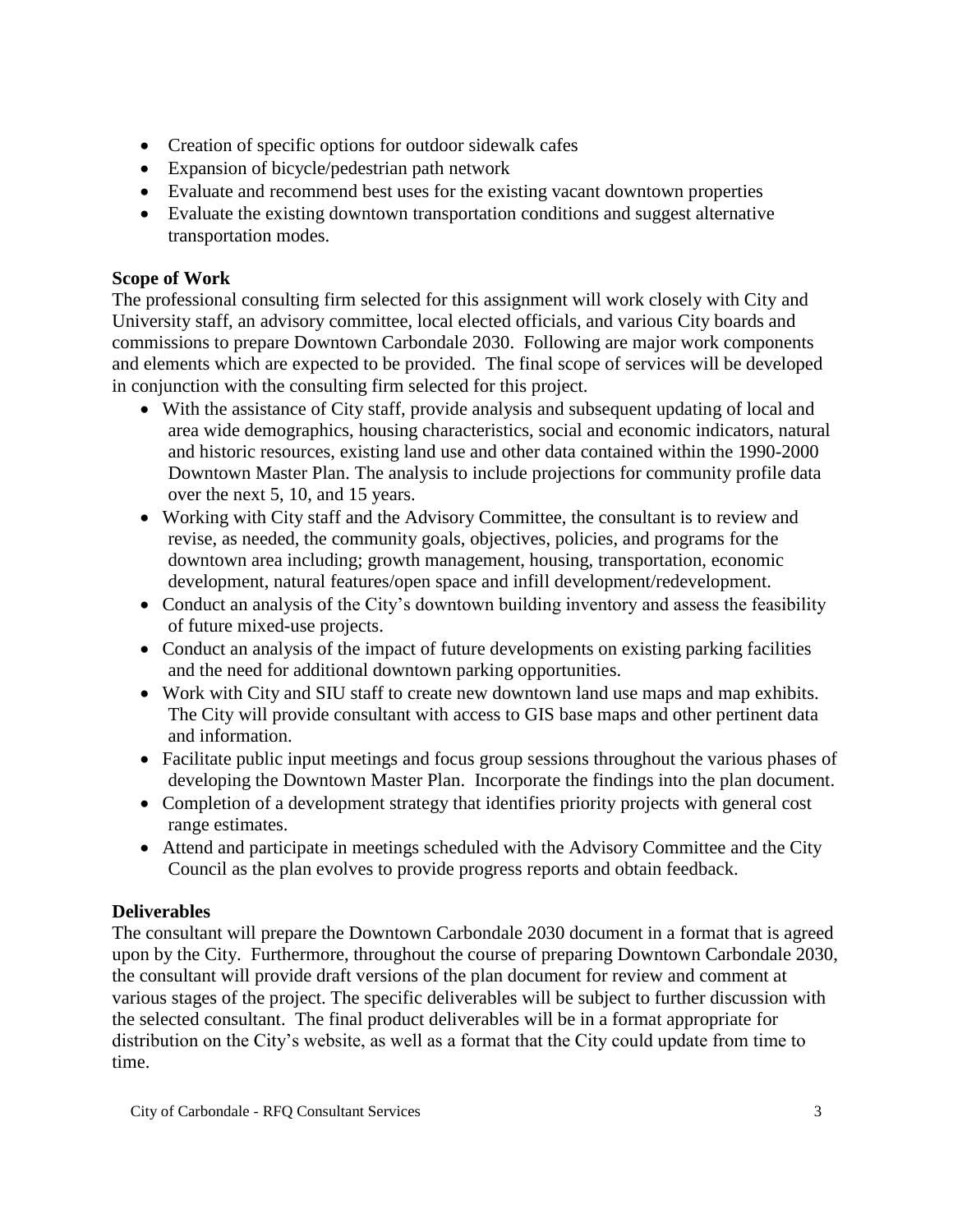- Creation of specific options for outdoor sidewalk cafes
- Expansion of bicycle/pedestrian path network
- Evaluate and recommend best uses for the existing vacant downtown properties
- Evaluate the existing downtown transportation conditions and suggest alternative transportation modes.

**Scope of Work**

The professional consulting firm selected for this assignment will work closely with City and University staff, an advisory committee, local elected officials, and various City boards and commissions to prepare Downtown Carbondale 2030. Following are major work components and elements which are expected to be provided. The final scope of services will be developed in conjunction with the consulting firm selected for this project.

- With the assistance of City staff, provide analysis and subsequent updating of local and area wide demographics, housing characteristics, social and economic indicators, natural and historic resources, existing land use and other data contained within the 1990-2000 Downtown Master Plan. The analysis to include projections for community profile data over the next 5, 10, and 15 years.
- Working with City staff and the Advisory Committee, the consultant is to review and revise, as needed, the community goals, objectives, policies, and programs for the downtown area including; growth management, housing, transportation, economic development, natural features/open space and infill development/redevelopment.
- Conduct an analysis of the City's downtown building inventory and assess the feasibility of future mixed-use projects.
- Conduct an analysis of the impact of future developments on existing parking facilities and the need for additional downtown parking opportunities.
- Work with City and SIU staff to create new downtown land use maps and map exhibits. The City will provide consultant with access to GIS base maps and other pertinent data and information.
- Facilitate public input meetings and focus group sessions throughout the various phases of developing the Downtown Master Plan. Incorporate the findings into the plan document.
- Completion of a development strategy that identifies priority projects with general cost range estimates.
- Attend and participate in meetings scheduled with the Advisory Committee and the City Council as the plan evolves to provide progress reports and obtain feedback.

**Deliverables**

The consultant will prepare the Downtown Carbondale 2030 document in a format that is agreed upon by the City. Furthermore, throughout the course of preparing Downtown Carbondale 2030, the consultant will provide draft versions of the plan document for review and comment at various stages of the project. The specific deliverables will be subject to further discussion with the selected consultant. The final product deliverables will be in a format appropriate for distribution on the City's website, as well as a format that the City could update from time to time.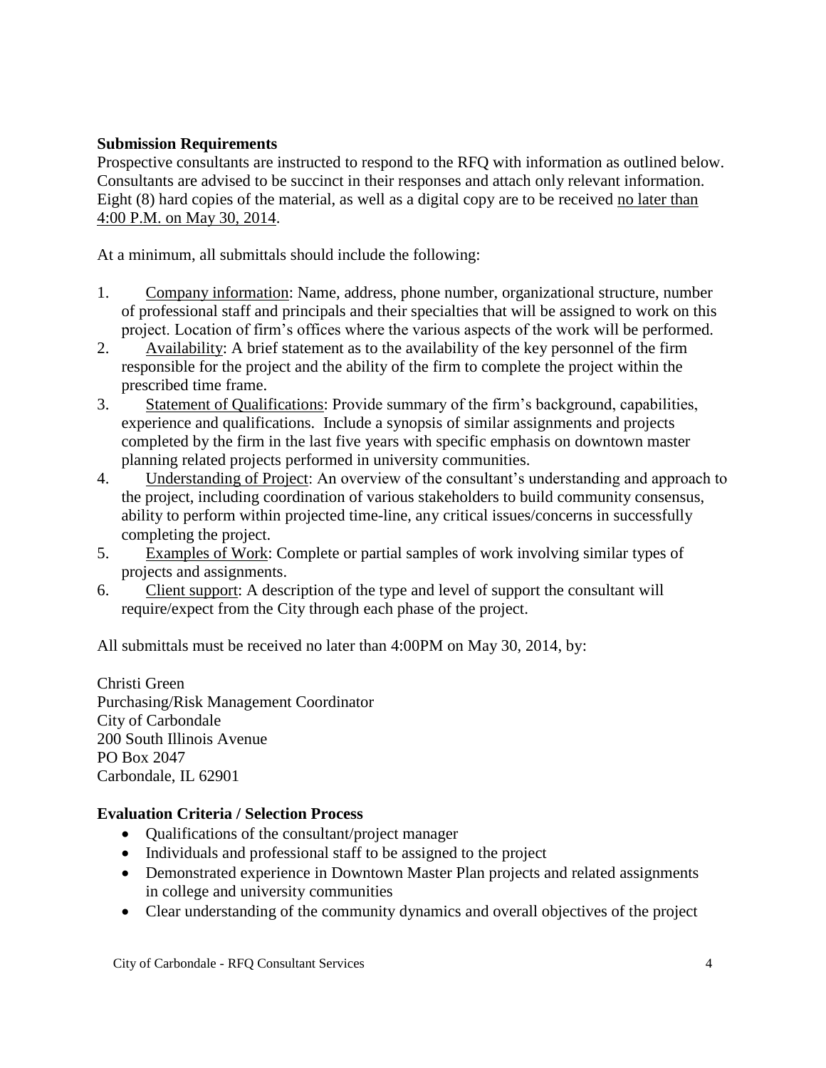**Submission Requirements**

Prospective consultants are instructed to respond to the RFQ with information as outlined below. Consultants are advised to be succinct in their responses and attach only relevant information. Eight (8) hard copies of the material, as well as a digital copy are to be received no later than 4:00 P.M. on May 30, 2014.

At a minimum, all submittals should include the following:

1. Company information: Name, address, phone number, organizational structure, number of professional staff and principals and their specialties that will be assigned to work on this project. Location of firm's offices where the various aspects of the work will be performed.
2. Availability: A brief statement as to the availability of the key personnel of the firm responsible for the project and the ability of the firm to complete the project within the prescribed time frame.
3. Statement of Qualifications: Provide summary of the firm's background, capabilities, experience and qualifications. Include a synopsis of similar assignments and projects completed by the firm in the last five years with specific emphasis on downtown master planning related projects performed in university communities.
4. Understanding of Project: An overview of the consultant's understanding and approach to the project, including coordination of various stakeholders to build community consensus, ability to perform within projected time-line, any critical issues/concerns in successfully completing the project.
5. Examples of Work: Complete or partial samples of work involving similar types of projects and assignments.
6. Client support: A description of the type and level of support the consultant will require/expect from the City through each phase of the project.

All submittals must be received no later than 4:00PM on May 30, 2014, by:

Christi Green
Purchasing/Risk Management Coordinator
City of Carbondale
200 South Illinois Avenue
PO Box 2047
Carbondale, IL 62901

**Evaluation Criteria / Selection Process**

- Qualifications of the consultant/project manager
- Individuals and professional staff to be assigned to the project
- Demonstrated experience in Downtown Master Plan projects and related assignments in college and university communities
- Clear understanding of the community dynamics and overall objectives of the project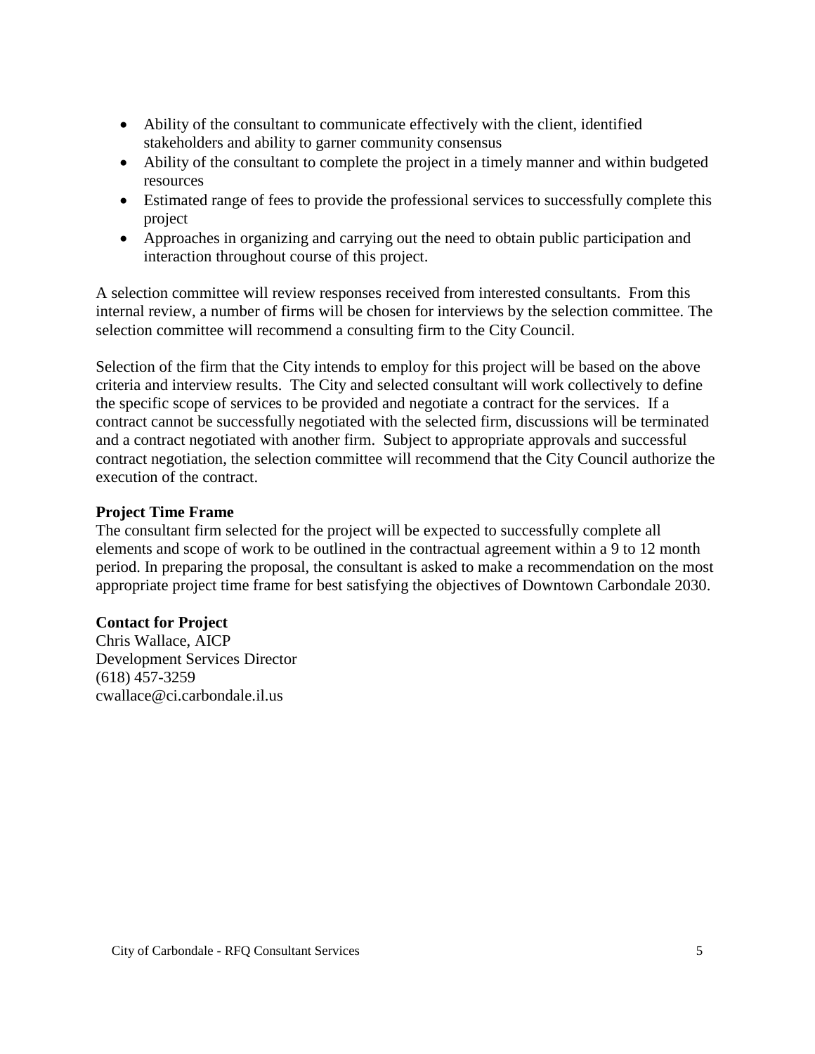- Ability of the consultant to communicate effectively with the client, identified stakeholders and ability to garner community consensus
- Ability of the consultant to complete the project in a timely manner and within budgeted resources
- Estimated range of fees to provide the professional services to successfully complete this project
- Approaches in organizing and carrying out the need to obtain public participation and interaction throughout course of this project.

A selection committee will review responses received from interested consultants. From this internal review, a number of firms will be chosen for interviews by the selection committee. The selection committee will recommend a consulting firm to the City Council.

Selection of the firm that the City intends to employ for this project will be based on the above criteria and interview results. The City and selected consultant will work collectively to define the specific scope of services to be provided and negotiate a contract for the services. If a contract cannot be successfully negotiated with the selected firm, discussions will be terminated and a contract negotiated with another firm. Subject to appropriate approvals and successful contract negotiation, the selection committee will recommend that the City Council authorize the execution of the contract.

**Project Time Frame**
The consultant firm selected for the project will be expected to successfully complete all elements and scope of work to be outlined in the contractual agreement within a 9 to 12 month period. In preparing the proposal, the consultant is asked to make a recommendation on the most appropriate project time frame for best satisfying the objectives of Downtown Carbondale 2030.

**Contact for Project**
Chris Wallace, AICP
Development Services Director
(618) 457-3259
cwallace@ci.carbondale.il.us